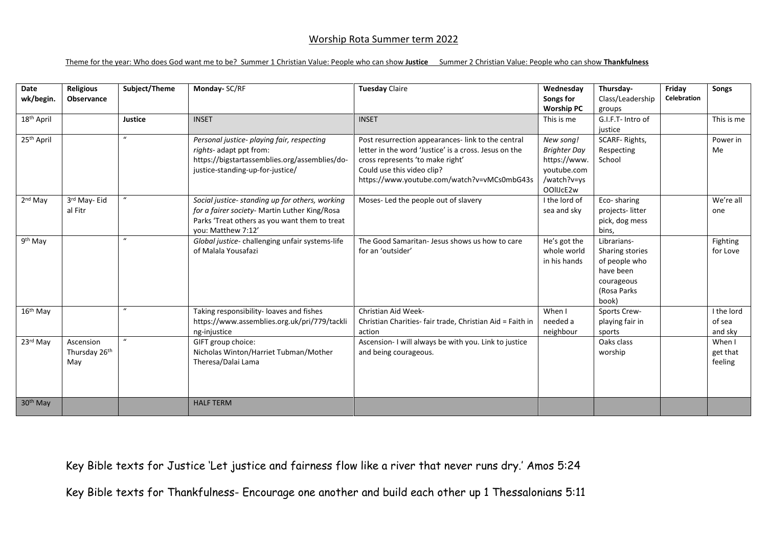# Worship Rota Summer term 2022

Theme for the year: Who does God want me to be? Summer 1 Christian Value: People who can show **Justice** Summer 2 Christian Value: People who can show **Thankfulness**

| Date wk/begin. | Religious Observance | Subject/Theme | Monday- SC/RF | Tuesday Claire | Wednesday Songs for Worship PC | Thursday- Class/Leadership groups | Friday Celebration | Songs |
|---|---|---|---|---|---|---|---|---|
| 18th April | | **Justice** | INSET | INSET | This is me | G.I.F.T- Intro of justice | | This is me |
| 25th April | | " | *Personal justice- playing fair, respecting rights-* adapt ppt from: https://bigstartassemblies.org/assemblies/do-justice-standing-up-for-justice/ | Post resurrection appearances- link to the central letter in the word 'Justice' is a cross. Jesus on the cross represents 'to make right' Could use this video clip? https://www.youtube.com/watch?v=vMCs0mbG43s | *New song! Brighter Day* https://www.youtube.com/watch?v=ysOOlIJcE2w | SCARF- Rights, Respecting School | | Power in Me |
| 2nd May | 3rd May- Eid al Fitr | " | *Social justice- standing up for others, working for a fairer society-* Martin Luther King/Rosa Parks 'Treat others as you want them to treat you: Matthew 7:12' | Moses- Led the people out of slavery | I the lord of sea and sky | Eco- sharing projects- litter pick, dog mess bins, | | We're all one |
| 9th May | | " | *Global justice- challenging unfair systems-life of Malala Yousafazi* | The Good Samaritan- Jesus shows us how to care for an 'outsider' | He's got the whole world in his hands | Librarians- Sharing stories of people who have been courageous (Rosa Parks book) | | Fighting for Love |
| 16th May | | " | Taking responsibility- loaves and fishes https://www.assemblies.org.uk/pri/779/tackling-injustice | Christian Aid Week- Christian Charities- fair trade, Christian Aid = Faith in action | When I needed a neighbour | Sports Crew- playing fair in sports | | I the lord of sea and sky |
| 23rd May | Ascension Thursday 26th May | " | GIFT group choice: Nicholas Winton/Harriet Tubman/Mother Theresa/Dalai Lama | Ascension- I will always be with you. Link to justice and being courageous. | | Oaks class worship | | When I get that feeling |
| 30th May | | | HALF TERM | | | | | |

Key Bible texts for Justice 'Let justice and fairness flow like a river that never runs dry.' Amos 5:24

Key Bible texts for Thankfulness- Encourage one another and build each other up 1 Thessalonians 5:11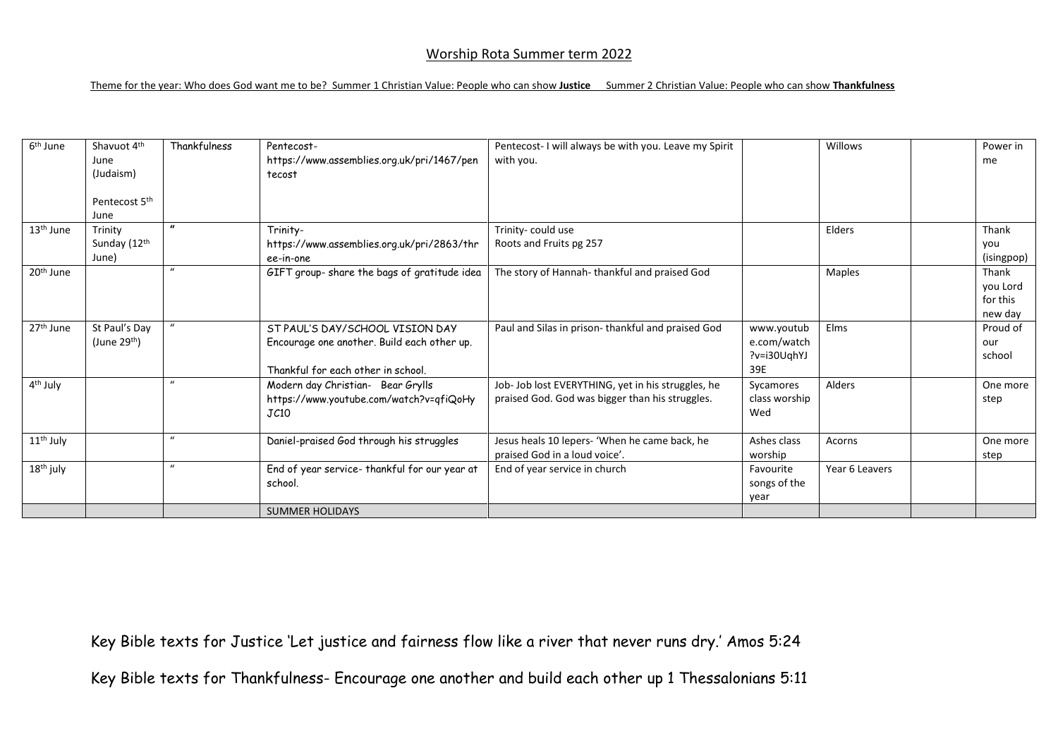## Worship Rota Summer term 2022

Theme for the year: Who does God want me to be? Summer 1 Christian Value: People who can show **Justice** Summer 2 Christian Value: People who can show **Thankfulness**

| | | | | | | | | |
|---|---|---|---|---|---|---|---|---|
| 6th June | Shavuot 4th June (Judaism)<br><br>Pentecost 5th June | Thankfulness | Pentecost- https://www.assemblies.org.uk/pri/1467/pentecost | Pentecost- I will always be with you. Leave my Spirit with you. | | Willows | | Power in me |
| 13th June | Trinity Sunday (12th June) | " | Trinity- https://www.assemblies.org.uk/pri/2863/three-in-one | Trinity- could use Roots and Fruits pg 257 | | Elders | | Thank you (isingpop) |
| 20th June | | " | GIFT group- share the bags of gratitude idea | The story of Hannah- thankful and praised God | | Maples | | Thank you Lord for this new day |
| 27th June | St Paul's Day (June 29th) | " | ST PAUL'S DAY/SCHOOL VISION DAY Encourage one another. Build each other up.<br><br>Thankful for each other in school. | Paul and Silas in prison- thankful and praised God | www.youtube.com/watch?v=i30UqhYJ39E | Elms | | Proud of our school |
| 4th July | | " | Modern day Christian- Bear Grylls https://www.youtube.com/watch?v=qfiQoHyJC10 | Job- Job lost EVERYTHING, yet in his struggles, he praised God. God was bigger than his struggles. | Sycamores class worship Wed | Alders | | One more step |
| 11th July | | " | Daniel-praised God through his struggles | Jesus heals 10 lepers- 'When he came back, he praised God in a loud voice'. | Ashes class worship | Acorns | | One more step |
| 18th july | | " | End of year service- thankful for our year at school. | End of year service in church | Favourite songs of the year | Year 6 Leavers | | |
| | | | SUMMER HOLIDAYS | | | | | |

Key Bible texts for Justice 'Let justice and fairness flow like a river that never runs dry.' Amos 5:24

Key Bible texts for Thankfulness- Encourage one another and build each other up 1 Thessalonians 5:11